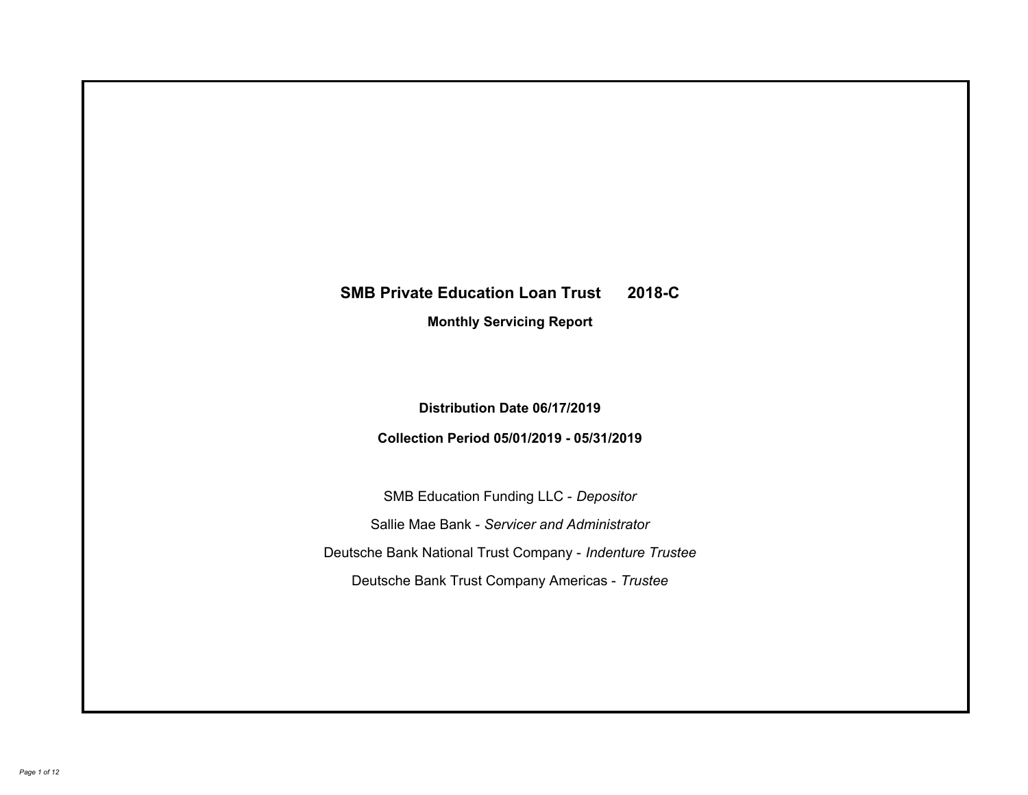# SMB Private Education Loan Trust 2018-C

## Monthly Servicing Report

**Distribution Date 06/17/2019**

**Collection Period 05/01/2019 - 05/31/2019**

SMB Education Funding LLC - *Depositor*

Sallie Mae Bank - *Servicer and Administrator*

Deutsche Bank National Trust Company - *Indenture Trustee*

Deutsche Bank Trust Company Americas - *Trustee*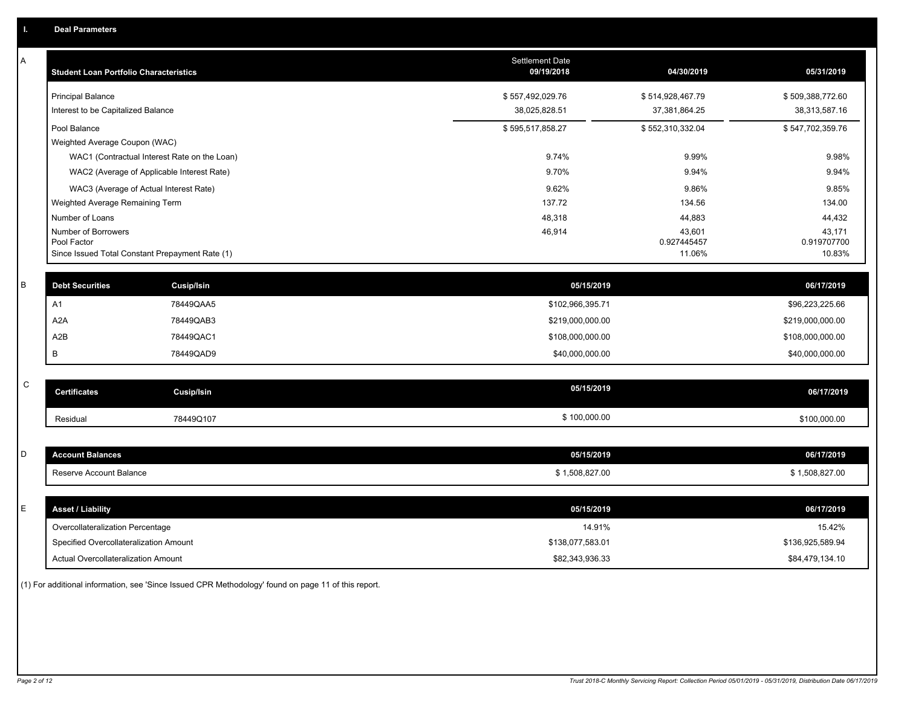## I. Deal Parameters

### A

| Student Loan Portfolio Characteristics | Settlement Date 09/19/2018 | 04/30/2019 | 05/31/2019 |
|---|---|---|---|
| Principal Balance | $ 557,492,029.76 | $ 514,928,467.79 | $ 509,388,772.60 |
| Interest to be Capitalized Balance | 38,025,828.51 | 37,381,864.25 | 38,313,587.16 |
| Pool Balance | $ 595,517,858.27 | $ 552,310,332.04 | $ 547,702,359.76 |
| Weighted Average Coupon (WAC) | | | |
| WAC1 (Contractual Interest Rate on the Loan) | 9.74% | 9.99% | 9.98% |
| WAC2 (Average of Applicable Interest Rate) | 9.70% | 9.94% | 9.94% |
| WAC3 (Average of Actual Interest Rate) | 9.62% | 9.86% | 9.85% |
| Weighted Average Remaining Term | 137.72 | 134.56 | 134.00 |
| Number of Loans | 48,318 | 44,883 | 44,432 |
| Number of Borrowers | 46,914 | 43,601 | 43,171 |
| Pool Factor | | 0.927445457 | 0.919707700 |
| Since Issued Total Constant Prepayment Rate (1) | | 11.06% | 10.83% |

### B

| Debt Securities | Cusip/Isin | 05/15/2019 | 06/17/2019 |
|---|---|---|---|
| A1 | 78449QAA5 | $102,966,395.71 | $96,223,225.66 |
| A2A | 78449QAB3 | $219,000,000.00 | $219,000,000.00 |
| A2B | 78449QAC1 | $108,000,000.00 | $108,000,000.00 |
| B | 78449QAD9 | $40,000,000.00 | $40,000,000.00 |

### C

| Certificates | Cusip/Isin | 05/15/2019 | 06/17/2019 |
|---|---|---|---|
| Residual | 78449Q107 | $ 100,000.00 | $100,000.00 |

### D

| Account Balances | 05/15/2019 | 06/17/2019 |
|---|---|---|
| Reserve Account Balance | $ 1,508,827.00 | $ 1,508,827.00 |

### E

| Asset / Liability | 05/15/2019 | 06/17/2019 |
|---|---|---|
| Overcollateralization Percentage | 14.91% | 15.42% |
| Specified Overcollateralization Amount | $138,077,583.01 | $136,925,589.94 |
| Actual Overcollateralization Amount | $82,343,936.33 | $84,479,134.10 |

(1) For additional information, see 'Since Issued CPR Methodology' found on page 11 of this report.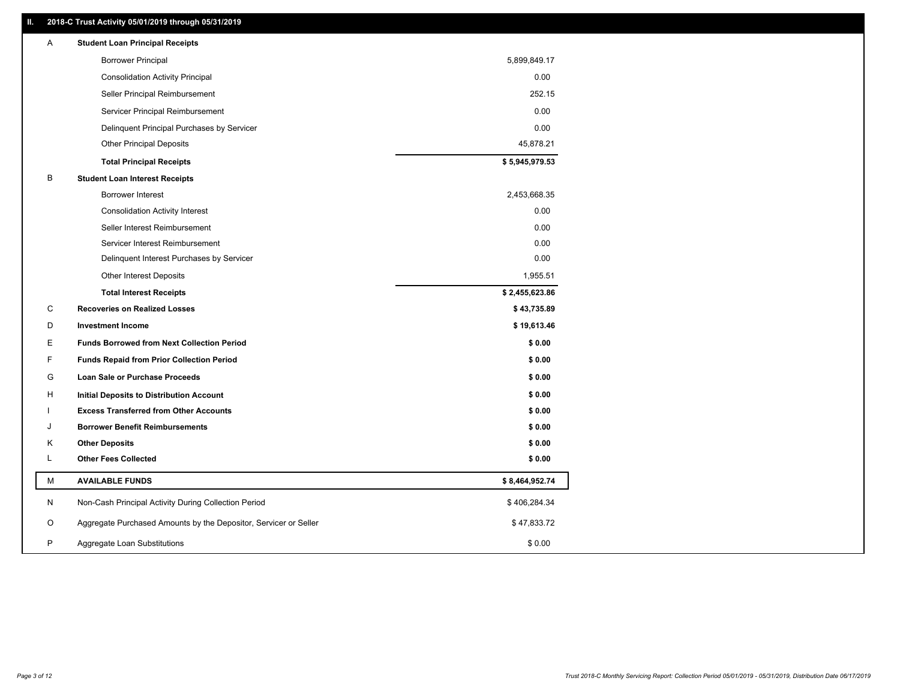## II. 2018-C Trust Activity 05/01/2019 through 05/31/2019

| | | |
|---|---|---|
| A | **Student Loan Principal Receipts** | |
| | Borrower Principal | 5,899,849.17 |
| | Consolidation Activity Principal | 0.00 |
| | Seller Principal Reimbursement | 252.15 |
| | Servicer Principal Reimbursement | 0.00 |
| | Delinquent Principal Purchases by Servicer | 0.00 |
| | Other Principal Deposits | 45,878.21 |
| | **Total Principal Receipts** | **$ 5,945,979.53** |
| B | **Student Loan Interest Receipts** | |
| | Borrower Interest | 2,453,668.35 |
| | Consolidation Activity Interest | 0.00 |
| | Seller Interest Reimbursement | 0.00 |
| | Servicer Interest Reimbursement | 0.00 |
| | Delinquent Interest Purchases by Servicer | 0.00 |
| | Other Interest Deposits | 1,955.51 |
| | **Total Interest Receipts** | **$ 2,455,623.86** |
| C | **Recoveries on Realized Losses** | **$ 43,735.89** |
| D | **Investment Income** | **$ 19,613.46** |
| E | **Funds Borrowed from Next Collection Period** | **$ 0.00** |
| F | **Funds Repaid from Prior Collection Period** | **$ 0.00** |
| G | **Loan Sale or Purchase Proceeds** | **$ 0.00** |
| H | **Initial Deposits to Distribution Account** | **$ 0.00** |
| I | **Excess Transferred from Other Accounts** | **$ 0.00** |
| J | **Borrower Benefit Reimbursements** | **$ 0.00** |
| K | **Other Deposits** | **$ 0.00** |
| L | **Other Fees Collected** | **$ 0.00** |
| M | **AVAILABLE FUNDS** | **$ 8,464,952.74** |
| N | Non-Cash Principal Activity During Collection Period | $ 406,284.34 |
| O | Aggregate Purchased Amounts by the Depositor, Servicer or Seller | $ 47,833.72 |
| P | Aggregate Loan Substitutions | $ 0.00 |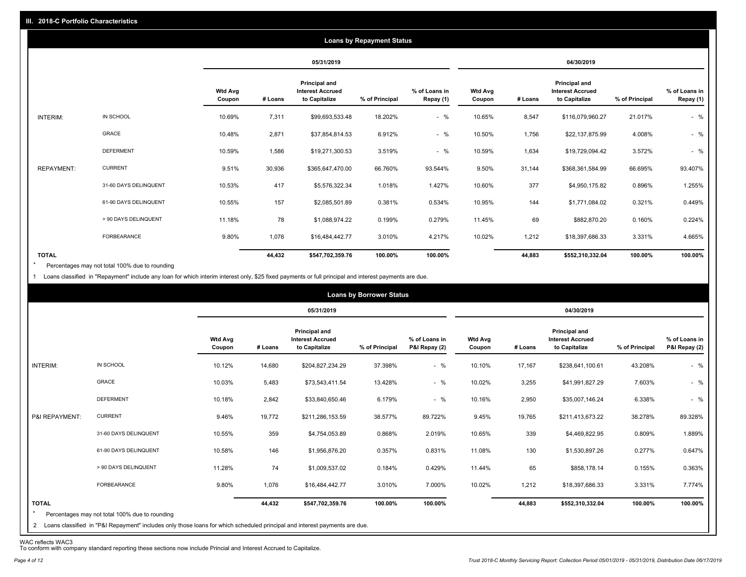## III. 2018-C Portfolio Characteristics

### Loans by Repayment Status

| | | 05/31/2019 | | | | | 04/30/2019 | | | | |
|---|---|---|---|---|---|---|---|---|---|---|---|
| | | Wtd Avg Coupon | # Loans | Principal and Interest Accrued to Capitalize | % of Principal | % of Loans in Repay (1) | Wtd Avg Coupon | # Loans | Principal and Interest Accrued to Capitalize | % of Principal | % of Loans in Repay (1) |
| INTERIM: | IN SCHOOL | 10.69% | 7,311 | $99,693,533.48 | 18.202% | - % | 10.65% | 8,547 | $116,079,960.27 | 21.017% | - % |
| | GRACE | 10.48% | 2,871 | $37,854,814.53 | 6.912% | - % | 10.50% | 1,756 | $22,137,875.99 | 4.008% | - % |
| | DEFERMENT | 10.59% | 1,586 | $19,271,300.53 | 3.519% | - % | 10.59% | 1,634 | $19,729,094.42 | 3.572% | - % |
| REPAYMENT: | CURRENT | 9.51% | 30,936 | $365,647,470.00 | 66.760% | 93.544% | 9.50% | 31,144 | $368,361,584.99 | 66.695% | 93.407% |
| | 31-60 DAYS DELINQUENT | 10.53% | 417 | $5,576,322.34 | 1.018% | 1.427% | 10.60% | 377 | $4,950,175.82 | 0.896% | 1.255% |
| | 61-90 DAYS DELINQUENT | 10.55% | 157 | $2,085,501.89 | 0.381% | 0.534% | 10.95% | 144 | $1,771,084.02 | 0.321% | 0.449% |
| | > 90 DAYS DELINQUENT | 11.18% | 78 | $1,088,974.22 | 0.199% | 0.279% | 11.45% | 69 | $882,870.20 | 0.160% | 0.224% |
| | FORBEARANCE | 9.80% | 1,076 | $16,484,442.77 | 3.010% | 4.217% | 10.02% | 1,212 | $18,397,686.33 | 3.331% | 4.665% |
| **TOTAL** | | | **44,432** | **$547,702,359.76** | **100.00%** | **100.00%** | | **44,883** | **$552,310,332.04** | **100.00%** | **100.00%** |

\* Percentages may not total 100% due to rounding

1 Loans classified in "Repayment" include any loan for which interim interest only, $25 fixed payments or full principal and interest payments are due.

### Loans by Borrower Status

| | | 05/31/2019 | | | | | 04/30/2019 | | | | |
|---|---|---|---|---|---|---|---|---|---|---|---|
| | | Wtd Avg Coupon | # Loans | Principal and Interest Accrued to Capitalize | % of Principal | % of Loans in P&I Repay (2) | Wtd Avg Coupon | # Loans | Principal and Interest Accrued to Capitalize | % of Principal | % of Loans in P&I Repay (2) |
| INTERIM: | IN SCHOOL | 10.12% | 14,680 | $204,827,234.29 | 37.398% | - % | 10.10% | 17,167 | $238,641,100.61 | 43.208% | - % |
| | GRACE | 10.03% | 5,483 | $73,543,411.54 | 13.428% | - % | 10.02% | 3,255 | $41,991,827.29 | 7.603% | - % |
| | DEFERMENT | 10.18% | 2,842 | $33,840,650.46 | 6.179% | - % | 10.16% | 2,950 | $35,007,146.24 | 6.338% | - % |
| P&I REPAYMENT: | CURRENT | 9.46% | 19,772 | $211,286,153.59 | 38.577% | 89.722% | 9.45% | 19,765 | $211,413,673.22 | 38.278% | 89.328% |
| | 31-60 DAYS DELINQUENT | 10.55% | 359 | $4,754,053.89 | 0.868% | 2.019% | 10.65% | 339 | $4,469,822.95 | 0.809% | 1.889% |
| | 61-90 DAYS DELINQUENT | 10.58% | 146 | $1,956,876.20 | 0.357% | 0.831% | 11.08% | 130 | $1,530,897.26 | 0.277% | 0.647% |
| | > 90 DAYS DELINQUENT | 11.28% | 74 | $1,009,537.02 | 0.184% | 0.429% | 11.44% | 65 | $858,178.14 | 0.155% | 0.363% |
| | FORBEARANCE | 9.80% | 1,076 | $16,484,442.77 | 3.010% | 7.000% | 10.02% | 1,212 | $18,397,686.33 | 3.331% | 7.774% |
| **TOTAL** | | | **44,432** | **$547,702,359.76** | **100.00%** | **100.00%** | | **44,883** | **$552,310,332.04** | **100.00%** | **100.00%** |

\* Percentages may not total 100% due to rounding

2 Loans classified in "P&I Repayment" includes only those loans for which scheduled principal and interest payments are due.

WAC reflects WAC3

To conform with company standard reporting these sections now include Princial and Interest Accrued to Capitalize.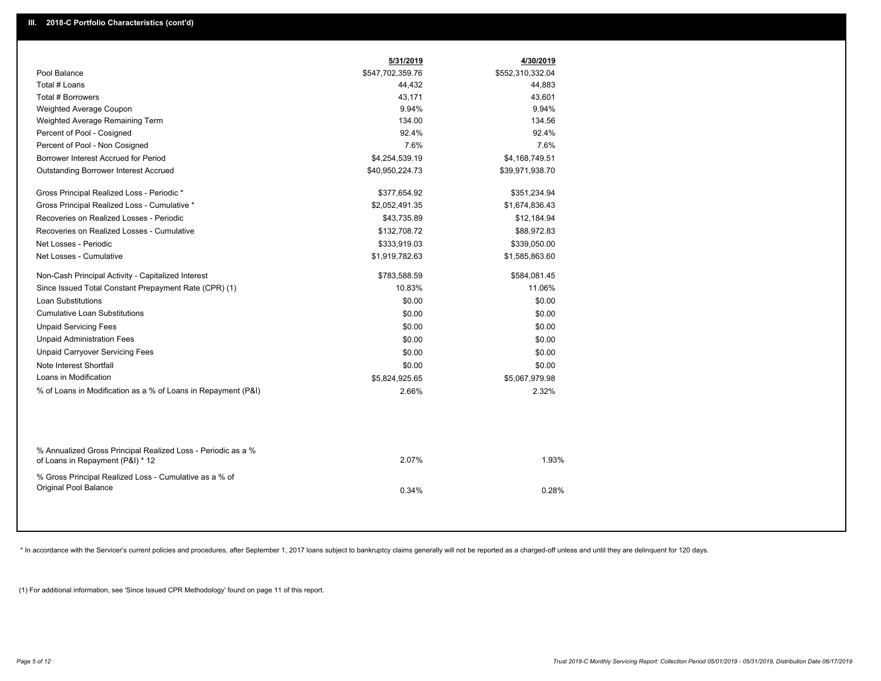## III. 2018-C Portfolio Characteristics (cont'd)

| | 5/31/2019 | 4/30/2019 |
|---|---|---|
| Pool Balance | $547,702,359.76 | $552,310,332.04 |
| Total # Loans | 44,432 | 44,883 |
| Total # Borrowers | 43,171 | 43,601 |
| Weighted Average Coupon | 9.94% | 9.94% |
| Weighted Average Remaining Term | 134.00 | 134.56 |
| Percent of Pool - Cosigned | 92.4% | 92.4% |
| Percent of Pool - Non Cosigned | 7.6% | 7.6% |
| Borrower Interest Accrued for Period | $4,254,539.19 | $4,168,749.51 |
| Outstanding Borrower Interest Accrued | $40,950,224.73 | $39,971,938.70 |
| Gross Principal Realized Loss - Periodic * | $377,654.92 | $351,234.94 |
| Gross Principal Realized Loss - Cumulative * | $2,052,491.35 | $1,674,836.43 |
| Recoveries on Realized Losses - Periodic | $43,735.89 | $12,184.94 |
| Recoveries on Realized Losses - Cumulative | $132,708.72 | $88,972.83 |
| Net Losses - Periodic | $333,919.03 | $339,050.00 |
| Net Losses - Cumulative | $1,919,782.63 | $1,585,863.60 |
| Non-Cash Principal Activity - Capitalized Interest | $783,588.59 | $584,081.45 |
| Since Issued Total Constant Prepayment Rate (CPR) (1) | 10.83% | 11.06% |
| Loan Substitutions | $0.00 | $0.00 |
| Cumulative Loan Substitutions | $0.00 | $0.00 |
| Unpaid Servicing Fees | $0.00 | $0.00 |
| Unpaid Administration Fees | $0.00 | $0.00 |
| Unpaid Carryover Servicing Fees | $0.00 | $0.00 |
| Note Interest Shortfall | $0.00 | $0.00 |
| Loans in Modification | $5,824,925.65 | $5,067,979.98 |
| % of Loans in Modification as a % of Loans in Repayment (P&I) | 2.66% | 2.32% |
| % Annualized Gross Principal Realized Loss - Periodic as a % of Loans in Repayment (P&I) * 12 | 2.07% | 1.93% |
| % Gross Principal Realized Loss - Cumulative as a % of Original Pool Balance | 0.34% | 0.28% |

* In accordance with the Servicer's current policies and procedures, after September 1, 2017 loans subject to bankruptcy claims generally will not be reported as a charged-off unless and until they are delinquent for 120 days.

(1) For additional information, see 'Since Issued CPR Methodology' found on page 11 of this report.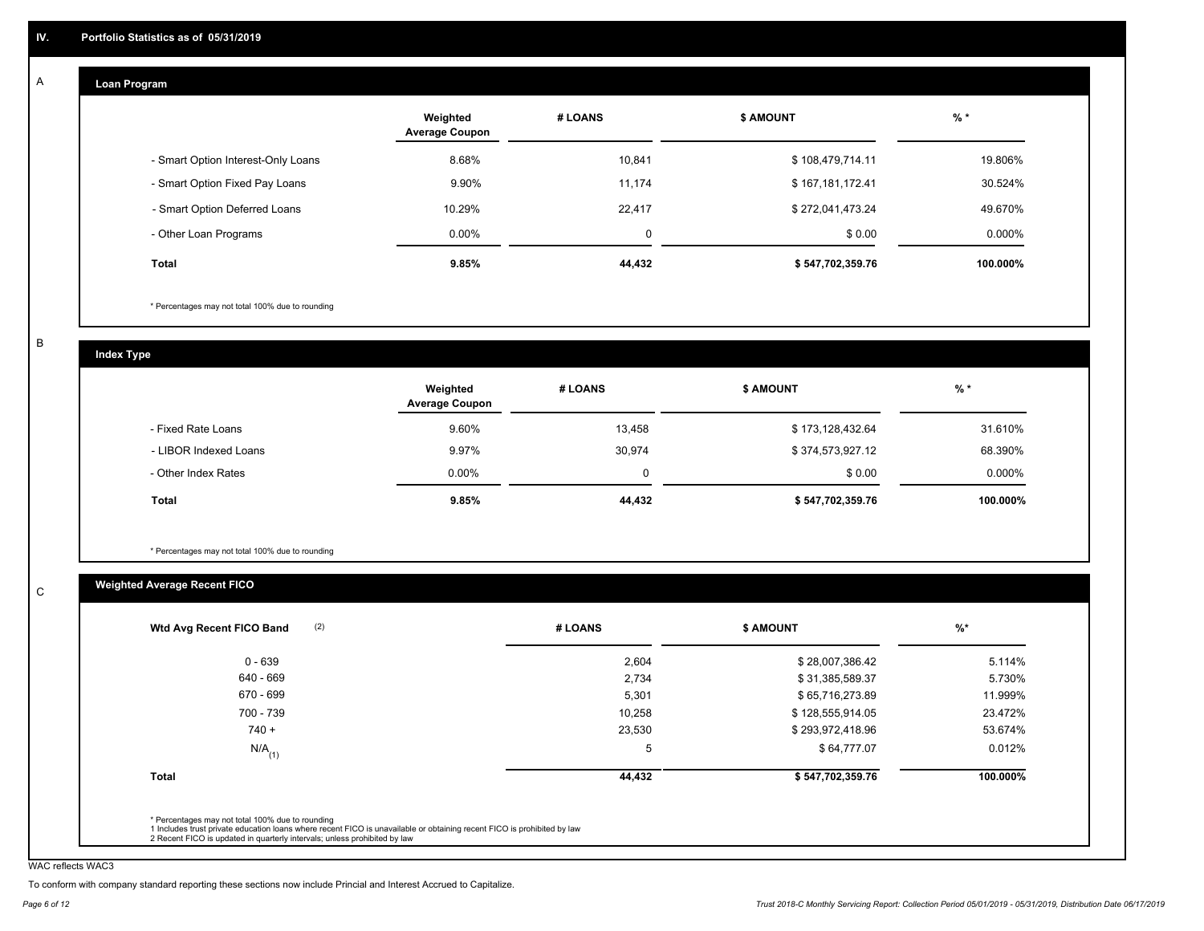## IV. Portfolio Statistics as of 05/31/2019

### A. Loan Program

| | Weighted Average Coupon | # LOANS | $ AMOUNT | % * |
|---|---|---|---|---|
| - Smart Option Interest-Only Loans | 8.68% | 10,841 | $ 108,479,714.11 | 19.806% |
| - Smart Option Fixed Pay Loans | 9.90% | 11,174 | $ 167,181,172.41 | 30.524% |
| - Smart Option Deferred Loans | 10.29% | 22,417 | $ 272,041,473.24 | 49.670% |
| - Other Loan Programs | 0.00% | 0 | $ 0.00 | 0.000% |
| **Total** | **9.85%** | **44,432** | **$ 547,702,359.76** | **100.000%** |

* Percentages may not total 100% due to rounding

### B. Index Type

| | Weighted Average Coupon | # LOANS | $ AMOUNT | % * |
|---|---|---|---|---|
| - Fixed Rate Loans | 9.60% | 13,458 | $ 173,128,432.64 | 31.610% |
| - LIBOR Indexed Loans | 9.97% | 30,974 | $ 374,573,927.12 | 68.390% |
| - Other Index Rates | 0.00% | 0 | $ 0.00 | 0.000% |
| **Total** | **9.85%** | **44,432** | **$ 547,702,359.76** | **100.000%** |

* Percentages may not total 100% due to rounding

### C. Weighted Average Recent FICO

| Wtd Avg Recent FICO Band (2) | # LOANS | $ AMOUNT | %* |
|---|---|---|---|
| 0 - 639 | 2,604 | $ 28,007,386.42 | 5.114% |
| 640 - 669 | 2,734 | $ 31,385,589.37 | 5.730% |
| 670 - 699 | 5,301 | $ 65,716,273.89 | 11.999% |
| 700 - 739 | 10,258 | $ 128,555,914.05 | 23.472% |
| 740 + | 23,530 | $ 293,972,418.96 | 53.674% |
| N/A (1) | 5 | $ 64,777.07 | 0.012% |
| **Total** | **44,432** | **$ 547,702,359.76** | **100.000%** |

* Percentages may not total 100% due to rounding
1 Includes trust private education loans where recent FICO is unavailable or obtaining recent FICO is prohibited by law
2 Recent FICO is updated in quarterly intervals; unless prohibited by law

WAC reflects WAC3

To conform with company standard reporting these sections now include Princial and Interest Accrued to Capitalize.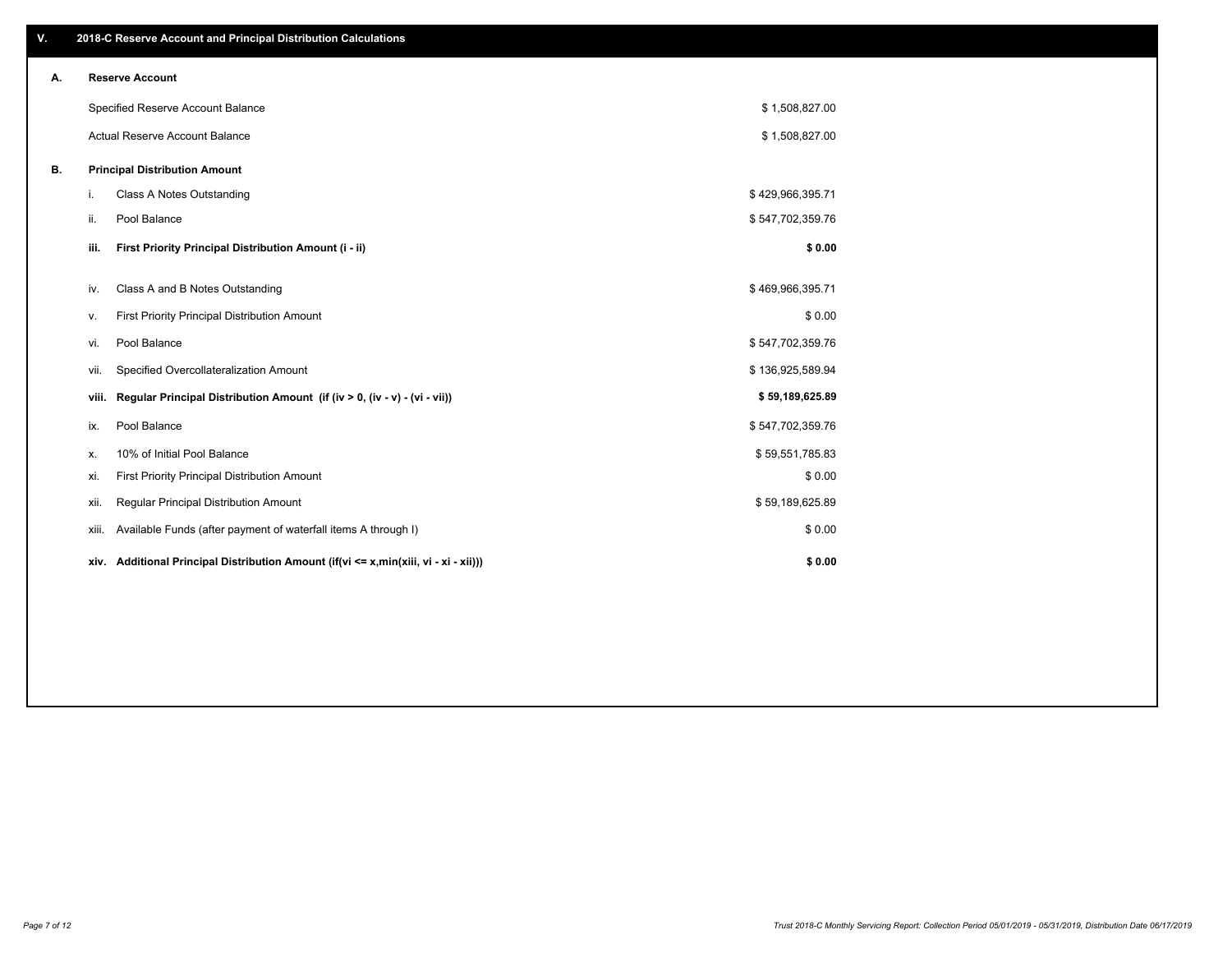## V. 2018-C Reserve Account and Principal Distribution Calculations

### A. Reserve Account

| | |
|---|---|
| Specified Reserve Account Balance | $ 1,508,827.00 |
| Actual Reserve Account Balance | $ 1,508,827.00 |

### B. Principal Distribution Amount

| | | |
|---|---|---|
| i. | Class A Notes Outstanding | $ 429,966,395.71 |
| ii. | Pool Balance | $ 547,702,359.76 |
| **iii.** | **First Priority Principal Distribution Amount (i - ii)** | **$ 0.00** |
| iv. | Class A and B Notes Outstanding | $ 469,966,395.71 |
| v. | First Priority Principal Distribution Amount | $ 0.00 |
| vi. | Pool Balance | $ 547,702,359.76 |
| vii. | Specified Overcollateralization Amount | $ 136,925,589.94 |
| **viii.** | **Regular Principal Distribution Amount (if (iv > 0, (iv - v) - (vi - vii))** | **$ 59,189,625.89** |
| ix. | Pool Balance | $ 547,702,359.76 |
| x. | 10% of Initial Pool Balance | $ 59,551,785.83 |
| xi. | First Priority Principal Distribution Amount | $ 0.00 |
| xii. | Regular Principal Distribution Amount | $ 59,189,625.89 |
| xiii. | Available Funds (after payment of waterfall items A through I) | $ 0.00 |
| **xiv.** | **Additional Principal Distribution Amount (if(vi <= x,min(xiii, vi - xi - xii)))** | **$ 0.00** |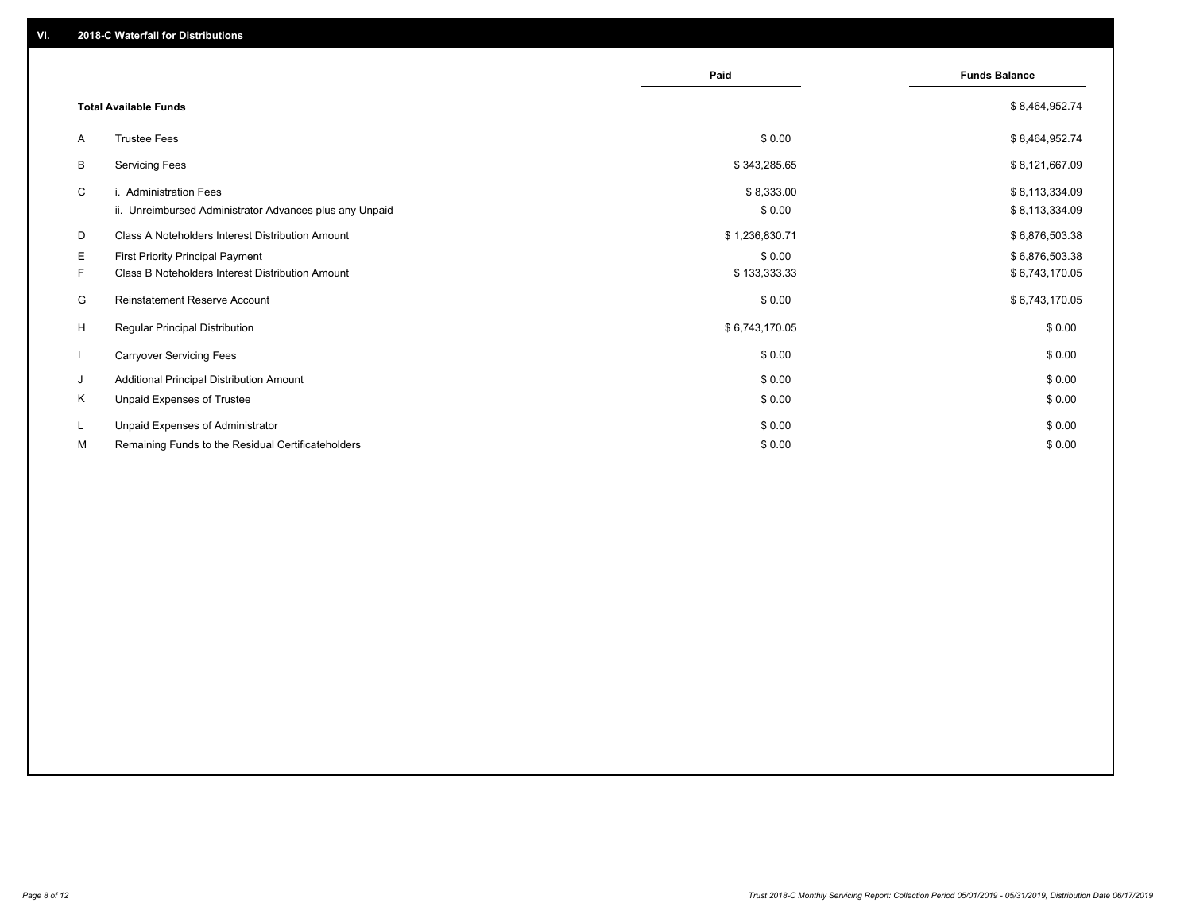## VI. 2018-C Waterfall for Distributions

| | | Paid | Funds Balance |
|---|---|---|---|
| | **Total Available Funds** | | $ 8,464,952.74 |
| A | Trustee Fees | $ 0.00 | $ 8,464,952.74 |
| B | Servicing Fees | $ 343,285.65 | $ 8,121,667.09 |
| C | i. Administration Fees | $ 8,333.00 | $ 8,113,334.09 |
| | ii. Unreimbursed Administrator Advances plus any Unpaid | $ 0.00 | $ 8,113,334.09 |
| D | Class A Noteholders Interest Distribution Amount | $ 1,236,830.71 | $ 6,876,503.38 |
| E | First Priority Principal Payment | $ 0.00 | $ 6,876,503.38 |
| F | Class B Noteholders Interest Distribution Amount | $ 133,333.33 | $ 6,743,170.05 |
| G | Reinstatement Reserve Account | $ 0.00 | $ 6,743,170.05 |
| H | Regular Principal Distribution | $ 6,743,170.05 | $ 0.00 |
| I | Carryover Servicing Fees | $ 0.00 | $ 0.00 |
| J | Additional Principal Distribution Amount | $ 0.00 | $ 0.00 |
| K | Unpaid Expenses of Trustee | $ 0.00 | $ 0.00 |
| L | Unpaid Expenses of Administrator | $ 0.00 | $ 0.00 |
| M | Remaining Funds to the Residual Certificateholders | $ 0.00 | $ 0.00 |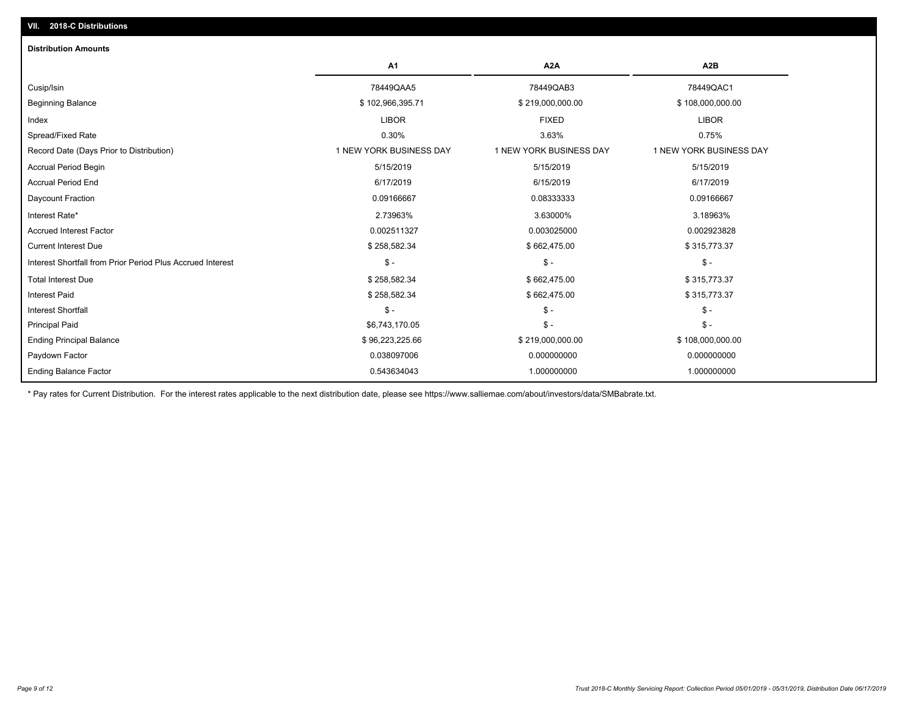## VII. 2018-C Distributions

### Distribution Amounts

| | A1 | A2A | A2B |
|---|---|---|---|
| Cusip/Isin | 78449QAA5 | 78449QAB3 | 78449QAC1 |
| Beginning Balance | $ 102,966,395.71 | $ 219,000,000.00 | $ 108,000,000.00 |
| Index | LIBOR | FIXED | LIBOR |
| Spread/Fixed Rate | 0.30% | 3.63% | 0.75% |
| Record Date (Days Prior to Distribution) | 1 NEW YORK BUSINESS DAY | 1 NEW YORK BUSINESS DAY | 1 NEW YORK BUSINESS DAY |
| Accrual Period Begin | 5/15/2019 | 5/15/2019 | 5/15/2019 |
| Accrual Period End | 6/17/2019 | 6/15/2019 | 6/17/2019 |
| Daycount Fraction | 0.09166667 | 0.08333333 | 0.09166667 |
| Interest Rate* | 2.73963% | 3.63000% | 3.18963% |
| Accrued Interest Factor | 0.002511327 | 0.003025000 | 0.002923828 |
| Current Interest Due | $ 258,582.34 | $ 662,475.00 | $ 315,773.37 |
| Interest Shortfall from Prior Period Plus Accrued Interest | $ - | $ - | $ - |
| Total Interest Due | $ 258,582.34 | $ 662,475.00 | $ 315,773.37 |
| Interest Paid | $ 258,582.34 | $ 662,475.00 | $ 315,773.37 |
| Interest Shortfall | $ - | $ - | $ - |
| Principal Paid | $6,743,170.05 | $ - | $ - |
| Ending Principal Balance | $ 96,223,225.66 | $ 219,000,000.00 | $ 108,000,000.00 |
| Paydown Factor | 0.038097006 | 0.000000000 | 0.000000000 |
| Ending Balance Factor | 0.543634043 | 1.000000000 | 1.000000000 |

* Pay rates for Current Distribution. For the interest rates applicable to the next distribution date, please see https://www.salliemae.com/about/investors/data/SMBabrate.txt.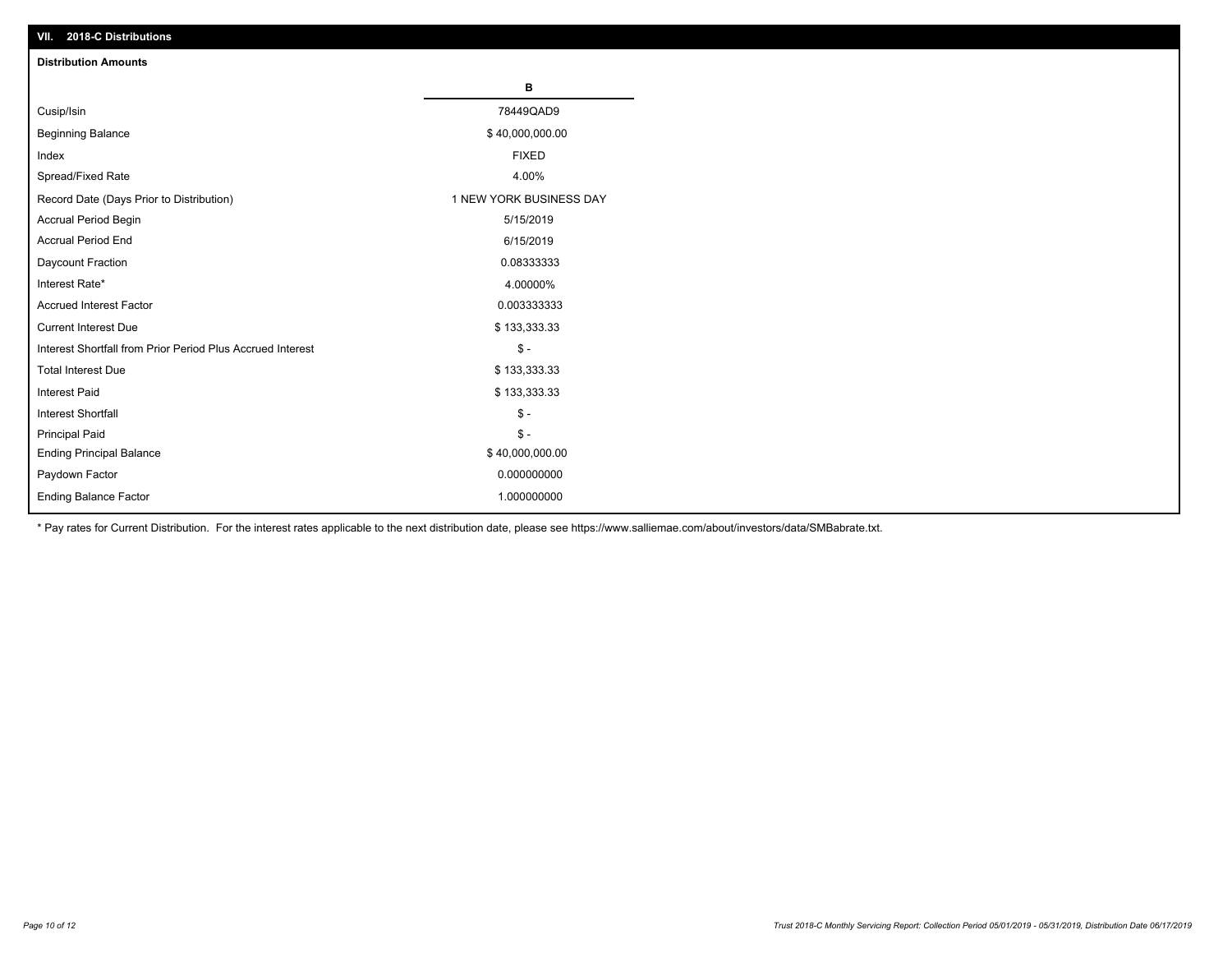## VII. 2018-C Distributions

### Distribution Amounts

| | B |
|---|---|
| Cusip/Isin | 78449QAD9 |
| Beginning Balance | $ 40,000,000.00 |
| Index | FIXED |
| Spread/Fixed Rate | 4.00% |
| Record Date (Days Prior to Distribution) | 1 NEW YORK BUSINESS DAY |
| Accrual Period Begin | 5/15/2019 |
| Accrual Period End | 6/15/2019 |
| Daycount Fraction | 0.08333333 |
| Interest Rate* | 4.00000% |
| Accrued Interest Factor | 0.003333333 |
| Current Interest Due | $ 133,333.33 |
| Interest Shortfall from Prior Period Plus Accrued Interest | $ - |
| Total Interest Due | $ 133,333.33 |
| Interest Paid | $ 133,333.33 |
| Interest Shortfall | $ - |
| Principal Paid | $ - |
| Ending Principal Balance | $ 40,000,000.00 |
| Paydown Factor | 0.000000000 |
| Ending Balance Factor | 1.000000000 |

* Pay rates for Current Distribution. For the interest rates applicable to the next distribution date, please see https://www.salliemae.com/about/investors/data/SMBabrate.txt.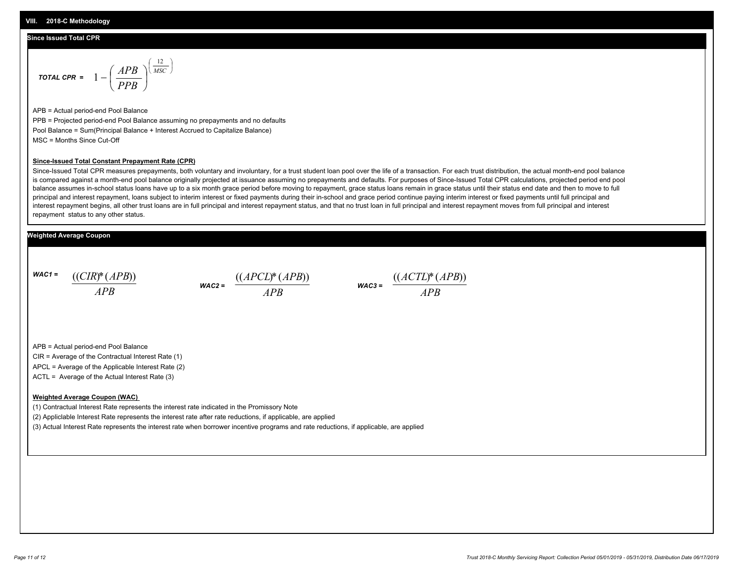# VIII. 2018-C Methodology

## Since Issued Total CPR

**TOTAL CPR =** $$1 - \left( \frac{APB}{PPB} \right)^{\left( \frac{12}{MSC} \right)}$$

APB = Actual period-end Pool Balance

PPB = Projected period-end Pool Balance assuming no prepayments and no defaults

Pool Balance = Sum(Principal Balance + Interest Accrued to Capitalize Balance)

MSC = Months Since Cut-Off

**Since-Issued Total Constant Prepayment Rate (CPR)**

Since-Issued Total CPR measures prepayments, both voluntary and involuntary, for a trust student loan pool over the life of a transaction. For each trust distribution, the actual month-end pool balance is compared against a month-end pool balance originally projected at issuance assuming no prepayments and defaults. For purposes of Since-Issued Total CPR calculations, projected period end pool balance assumes in-school status loans have up to a six month grace period before moving to repayment, grace status loans remain in grace status until their status end date and then to move to full principal and interest repayment, loans subject to interim interest or fixed payments during their in-school and grace period continue paying interim interest or fixed payments until full principal and interest repayment begins, all other trust loans are in full principal and interest repayment status, and that no trust loan in full principal and interest repayment moves from full principal and interest repayment status to any other status.

## Weighted Average Coupon

**WAC1 =** $$\frac{((CIR)*(APB))}{APB}$$

**WAC2 =** $$\frac{((APCL)*(APB))}{APB}$$

**WAC3 =** $$\frac{((ACTL)*(APB))}{APB}$$

APB = Actual period-end Pool Balance

CIR = Average of the Contractual Interest Rate (1)

APCL = Average of the Applicable Interest Rate (2)

ACTL = Average of the Actual Interest Rate (3)

**Weighted Average Coupon (WAC)**

(1) Contractual Interest Rate represents the interest rate indicated in the Promissory Note

(2) Appliclable Interest Rate represents the interest rate after rate reductions, if applicable, are applied

(3) Actual Interest Rate represents the interest rate when borrower incentive programs and rate reductions, if applicable, are applied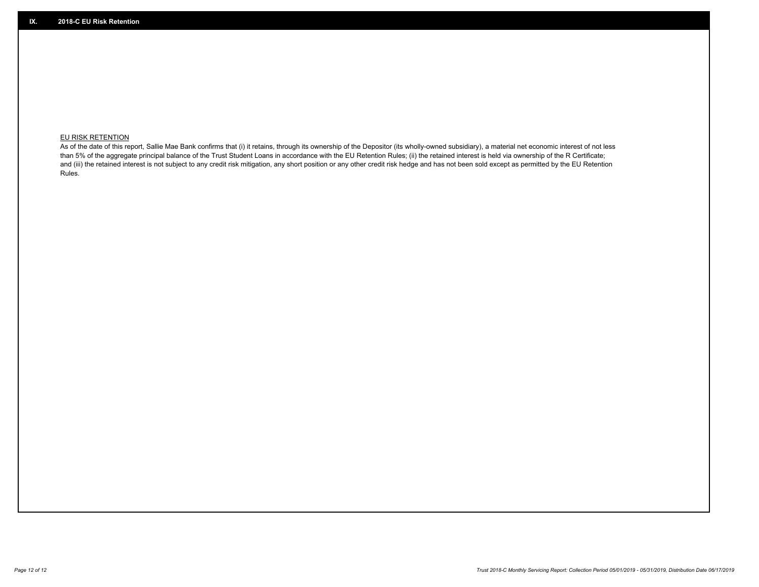## IX. 2018-C EU Risk Retention

EU RISK RETENTION

As of the date of this report, Sallie Mae Bank confirms that (i) it retains, through its ownership of the Depositor (its wholly-owned subsidiary), a material net economic interest of not less than 5% of the aggregate principal balance of the Trust Student Loans in accordance with the EU Retention Rules; (ii) the retained interest is held via ownership of the R Certificate; and (iii) the retained interest is not subject to any credit risk mitigation, any short position or any other credit risk hedge and has not been sold except as permitted by the EU Retention Rules.